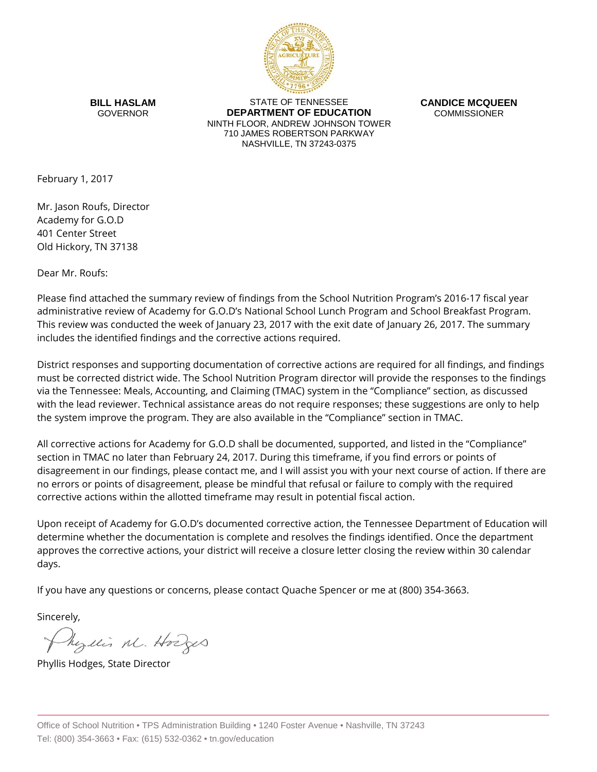**BILL HASLAM**
GOVERNOR

STATE OF TENNESSEE
**DEPARTMENT OF EDUCATION**
NINTH FLOOR, ANDREW JOHNSON TOWER
710 JAMES ROBERTSON PARKWAY
NASHVILLE, TN 37243-0375

**CANDICE MCQUEEN**
COMMISSIONER

February 1, 2017

Mr. Jason Roufs, Director
Academy for G.O.D
401 Center Street
Old Hickory, TN 37138

Dear Mr. Roufs:

Please find attached the summary review of findings from the School Nutrition Program's 2016-17 fiscal year administrative review of Academy for G.O.D's National School Lunch Program and School Breakfast Program. This review was conducted the week of January 23, 2017 with the exit date of January 26, 2017. The summary includes the identified findings and the corrective actions required.

District responses and supporting documentation of corrective actions are required for all findings, and findings must be corrected district wide. The School Nutrition Program director will provide the responses to the findings via the Tennessee: Meals, Accounting, and Claiming (TMAC) system in the "Compliance" section, as discussed with the lead reviewer. Technical assistance areas do not require responses; these suggestions are only to help the system improve the program. They are also available in the "Compliance" section in TMAC.

All corrective actions for Academy for G.O.D shall be documented, supported, and listed in the "Compliance" section in TMAC no later than February 24, 2017. During this timeframe, if you find errors or points of disagreement in our findings, please contact me, and I will assist you with your next course of action. If there are no errors or points of disagreement, please be mindful that refusal or failure to comply with the required corrective actions within the allotted timeframe may result in potential fiscal action.

Upon receipt of Academy for G.O.D's documented corrective action, the Tennessee Department of Education will determine whether the documentation is complete and resolves the findings identified. Once the department approves the corrective actions, your district will receive a closure letter closing the review within 30 calendar days.

If you have any questions or concerns, please contact Quache Spencer or me at (800) 354-3663.

Sincerely,

Phyllis M. Hodges

Phyllis Hodges, State Director

Office of School Nutrition • TPS Administration Building • 1240 Foster Avenue • Nashville, TN 37243
Tel: (800) 354-3663 • Fax: (615) 532-0362 • tn.gov/education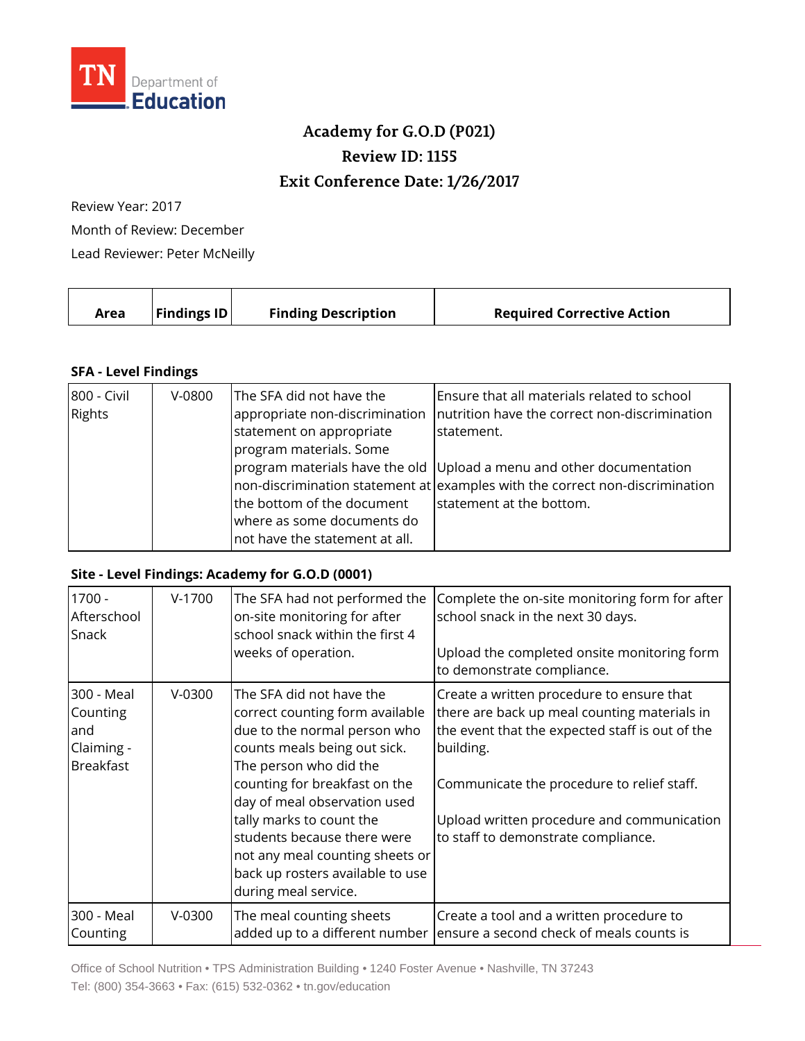## Academy for G.O.D (P021)
## Review ID: 1155
## Exit Conference Date: 1/26/2017

Review Year: 2017

Month of Review: December

Lead Reviewer: Peter McNeilly

| Area | Findings ID | Finding Description | Required Corrective Action |
|---|---|---|---|

**SFA - Level Findings**

| Area | Findings ID | Finding Description | Required Corrective Action |
|---|---|---|---|
| 800 - Civil Rights | V-0800 | The SFA did not have the appropriate non-discrimination statement on appropriate program materials. Some program materials have the old non-discrimination statement at the bottom of the document where as some documents do not have the statement at all. | Ensure that all materials related to school nutrition have the correct non-discrimination statement.<br><br>Upload a menu and other documentation examples with the correct non-discrimination statement at the bottom. |

**Site - Level Findings: Academy for G.O.D (0001)**

| Area | Findings ID | Finding Description | Required Corrective Action |
|---|---|---|---|
| 1700 - Afterschool Snack | V-1700 | The SFA had not performed the on-site monitoring for after school snack within the first 4 weeks of operation. | Complete the on-site monitoring form for after school snack in the next 30 days.<br><br>Upload the completed onsite monitoring form to demonstrate compliance. |
| 300 - Meal Counting and Claiming - Breakfast | V-0300 | The SFA did not have the correct counting form available due to the normal person who counts meals being out sick. The person who did the counting for breakfast on the day of meal observation used tally marks to count the students because there were not any meal counting sheets or back up rosters available to use during meal service. | Create a written procedure to ensure that there are back up meal counting materials in the event that the expected staff is out of the building.<br><br>Communicate the procedure to relief staff.<br><br>Upload written procedure and communication to staff to demonstrate compliance. |
| 300 - Meal Counting | V-0300 | The meal counting sheets added up to a different number | Create a tool and a written procedure to ensure a second check of meals counts is |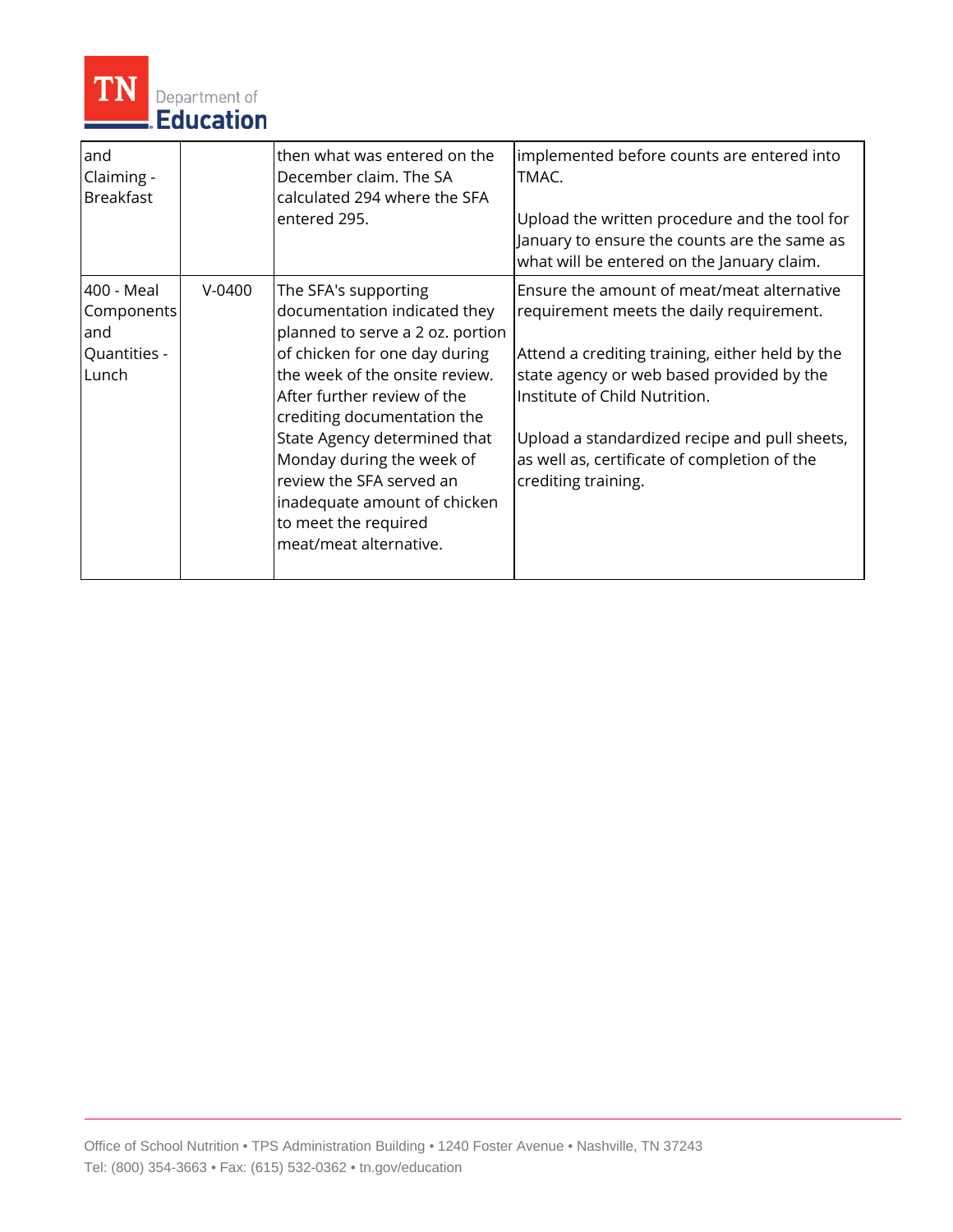| | | | |
|---|---|---|---|
| and Claiming - Breakfast | | then what was entered on the December claim. The SA calculated 294 where the SFA entered 295. | implemented before counts are entered into TMAC.<br><br>Upload the written procedure and the tool for January to ensure the counts are the same as what will be entered on the January claim. |
| 400 - Meal Components and Quantities - Lunch | V-0400 | The SFA's supporting documentation indicated they planned to serve a 2 oz. portion of chicken for one day during the week of the onsite review. After further review of the crediting documentation the State Agency determined that Monday during the week of review the SFA served an inadequate amount of chicken to meet the required meat/meat alternative. | Ensure the amount of meat/meat alternative requirement meets the daily requirement.<br><br>Attend a crediting training, either held by the state agency or web based provided by the Institute of Child Nutrition.<br><br>Upload a standardized recipe and pull sheets, as well as, certificate of completion of the crediting training. |